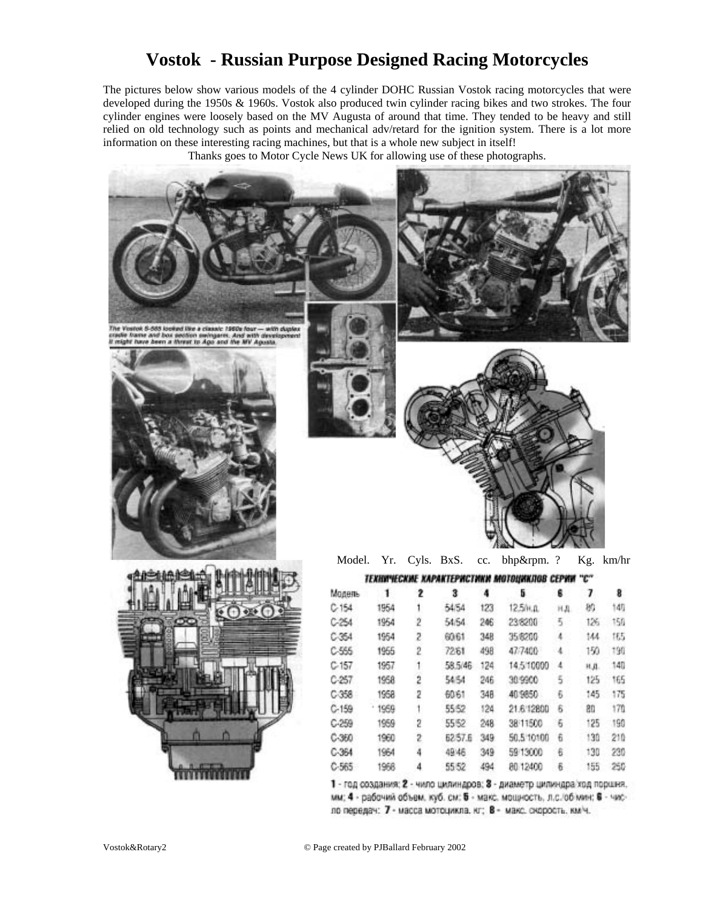# Vostok - Russian Purpose Designed Racing Motorcycles

The pictures below show various models of the 4 cylinder DOHC Russian Vostok racing motorcycles that were developed during the 1950s & 1960s. Vostok also produced twin cylinder racing bikes and two strokes. The four cylinder engines were loosely based on the MV Augusta of around that time. They tended to be heavy and still relied on old technology such as points and mechanical adv/retard for the ignition system. There is a lot more information on these interesting racing machines, but that is a whole new subject in itself!

Thanks goes to Motor Cycle News UK for allowing use of these photographs.

The Vostok S-565 looked like a classic 1960s four — with duplex cradle frame and box section swingarm. And with development it might have been a threat to Ago and the MV Augusta.

**ТЕХНИЧЕСКИЕ ХАРАКТЕРИСТИКИ МОТОЦИКЛОВ СЕРИИ "С"**

| Model. | Yr. | Cyls. | BxS. | cc. | bhp&rpm. | ? | Kg. | km/hr |
|---|---|---|---|---|---|---|---|---|
| Модель | 1 | 2 | 3 | 4 | 5 | 6 | 7 | 8 |
| С-154 | 1954 | 1 | 54/54 | 123 | 12.5/н.д. | н.д. | 80 | 140 |
| С-254 | 1954 | 2 | 54/54 | 246 | 23/8200 | 5 | 126 | 150 |
| С-354 | 1954 | 2 | 60/61 | 348 | 35/8200 | 4 | 144 | 165 |
| С-555 | 1955 | 2 | 72/61 | 498 | 47/7400 | 4 | 150 | 190 |
| С-157 | 1957 | 1 | 58.5/46 | 124 | 14.5/10000 | 4 | н.д. | 140 |
| С-257 | 1958 | 2 | 54/54 | 246 | 30/9900 | 5 | 125 | 165 |
| С-358 | 1958 | 2 | 60/61 | 348 | 40/9850 | 6 | 145 | 175 |
| С-159 | 1959 | 1 | 55/52 | 124 | 21.6/12800 | 6 | 80 | 170 |
| С-259 | 1959 | 2 | 55/52 | 248 | 38/11500 | 6 | 125 | 190 |
| С-360 | 1960 | 2 | 62/57.6 | 349 | 50.5/10100 | 6 | 130 | 210 |
| С-364 | 1964 | 4 | 49/46 | 349 | 59/13000 | 6 | 130 | 230 |
| С-565 | 1966 | 4 | 55/52 | 494 | 80/12400 | 6 | 155 | 250 |

**1** - год создания; **2** - число цилиндров; **3** - диаметр цилиндра/ход поршня, мм; **4** - рабочий объем, куб. см; **5** - макс. мощность, л.с./об/мин; **6** - число передач; **7** - масса мотоцикла, кг; **8** - макс. скорость, км/ч.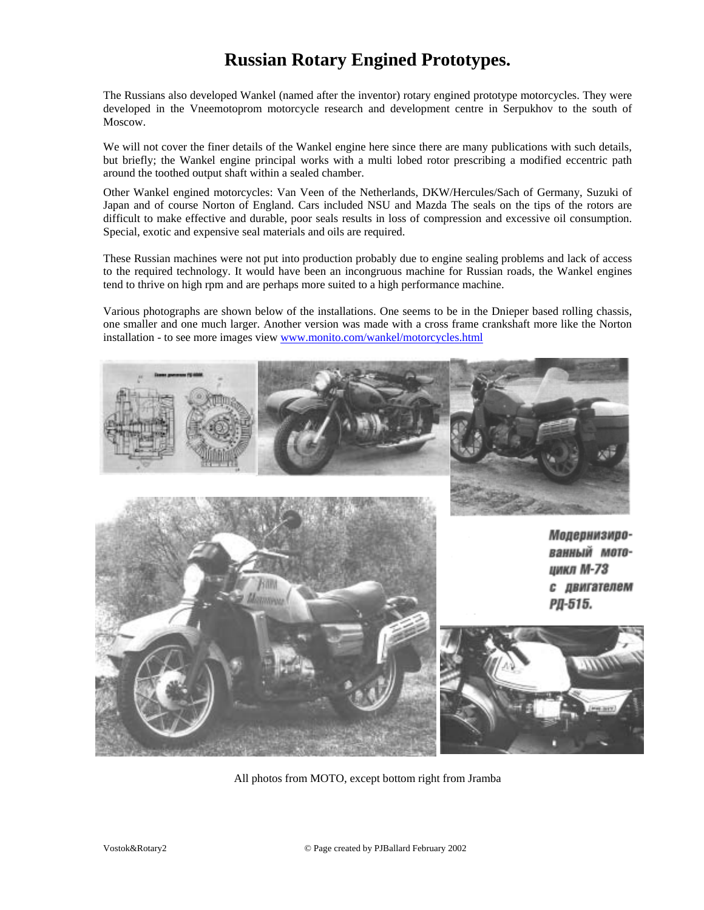# Russian Rotary Engined Prototypes.

The Russians also developed Wankel (named after the inventor) rotary engined prototype motorcycles. They were developed in the Vneemotoprom motorcycle research and development centre in Serpukhov to the south of Moscow.

We will not cover the finer details of the Wankel engine here since there are many publications with such details, but briefly; the Wankel engine principal works with a multi lobed rotor prescribing a modified eccentric path around the toothed output shaft within a sealed chamber.

Other Wankel engined motorcycles: Van Veen of the Netherlands, DKW/Hercules/Sach of Germany, Suzuki of Japan and of course Norton of England. Cars included NSU and Mazda The seals on the tips of the rotors are difficult to make effective and durable, poor seals results in loss of compression and excessive oil consumption. Special, exotic and expensive seal materials and oils are required.

These Russian machines were not put into production probably due to engine sealing problems and lack of access to the required technology. It would have been an incongruous machine for Russian roads, the Wankel engines tend to thrive on high rpm and are perhaps more suited to a high performance machine.

Various photographs are shown below of the installations. One seems to be in the Dnieper based rolling chassis, one smaller and one much larger. Another version was made with a cross frame crankshaft more like the Norton installation - to see more images view [www.monito.com/wankel/motorcycles.html](www.monito.com/wankel/motorcycles.html)

Модернизированный мотоцикл М-73 с двигателем РД-515.

All photos from MOTO, except bottom right from Jramba